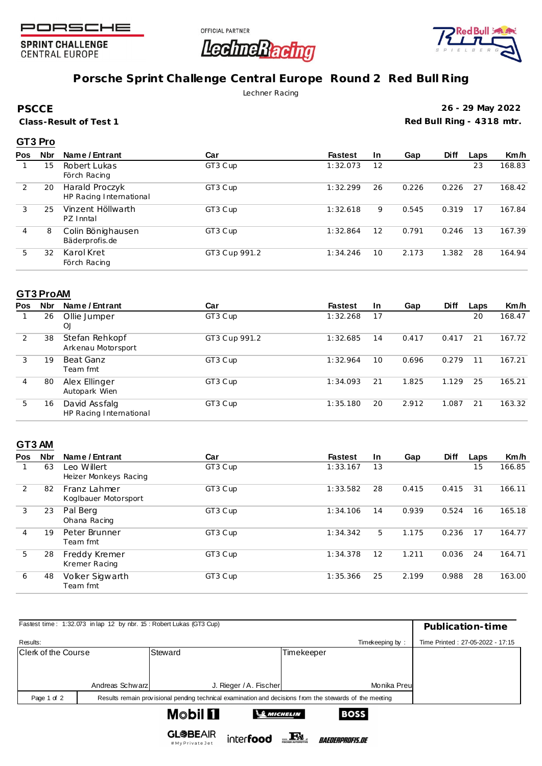PORSCHE

SPRINT CHALLENGE
CENTRAL EUROPE

OFFICIAL PARTNER
LechneRacing

# Porsche Sprint Challenge Central Europe Round 2 Red Bull Ring

Lechner Racing

**PSCCE**

**Class-Result of Test 1**

**26 - 29 May 2022**

**Red Bull Ring - 4318 mtr.**

## GT3 Pro

| Pos | Nbr | Name / Entrant | Car | Fastest | In | Gap | Diff | Laps | Km/h |
|---|---|---|---|---|---|---|---|---|---|
| 1 | 15 | Robert Lukas<br>Förch Racing | GT3 Cup | 1:32.073 | 12 | | | 23 | 168.83 |
| 2 | 20 | Harald Proczyk<br>HP Racing International | GT3 Cup | 1:32.299 | 26 | 0.226 | 0.226 | 27 | 168.42 |
| 3 | 25 | Vinzent Höllwarth<br>PZ Inntal | GT3 Cup | 1:32.618 | 9 | 0.545 | 0.319 | 17 | 167.84 |
| 4 | 8 | Colin Bönighausen<br>Bäderprofis.de | GT3 Cup | 1:32.864 | 12 | 0.791 | 0.246 | 13 | 167.39 |
| 5 | 32 | Karol Kret<br>Förch Racing | GT3 Cup 991.2 | 1:34.246 | 10 | 2.173 | 1.382 | 28 | 164.94 |

## GT3 ProAM

| Pos | Nbr | Name / Entrant | Car | Fastest | In | Gap | Diff | Laps | Km/h |
|---|---|---|---|---|---|---|---|---|---|
| 1 | 26 | Ollie Jumper<br>OJ | GT3 Cup | 1:32.268 | 17 | | | 20 | 168.47 |
| 2 | 38 | Stefan Rehkopf<br>Arkenau Motorsport | GT3 Cup 991.2 | 1:32.685 | 14 | 0.417 | 0.417 | 21 | 167.72 |
| 3 | 19 | Beat Ganz<br>Team fmt | GT3 Cup | 1:32.964 | 10 | 0.696 | 0.279 | 11 | 167.21 |
| 4 | 80 | Alex Ellinger<br>Autopark Wien | GT3 Cup | 1:34.093 | 21 | 1.825 | 1.129 | 25 | 165.21 |
| 5 | 16 | David Assfalg<br>HP Racing International | GT3 Cup | 1:35.180 | 20 | 2.912 | 1.087 | 21 | 163.32 |

## GT3 AM

| Pos | Nbr | Name / Entrant | Car | Fastest | In | Gap | Diff | Laps | Km/h |
|---|---|---|---|---|---|---|---|---|---|
| 1 | 63 | Leo Willert<br>Heizer Monkeys Racing | GT3 Cup | 1:33.167 | 13 | | | 15 | 166.85 |
| 2 | 82 | Franz Lahmer<br>Koglbauer Motorsport | GT3 Cup | 1:33.582 | 28 | 0.415 | 0.415 | 31 | 166.11 |
| 3 | 23 | Pal Berg<br>Ohana Racing | GT3 Cup | 1:34.106 | 14 | 0.939 | 0.524 | 16 | 165.18 |
| 4 | 19 | Peter Brunner<br>Team fmt | GT3 Cup | 1:34.342 | 5 | 1.175 | 0.236 | 17 | 164.77 |
| 5 | 28 | Freddy Kremer<br>Kremer Racing | GT3 Cup | 1:34.378 | 12 | 1.211 | 0.036 | 24 | 164.71 |
| 6 | 48 | Volker Sigwarth<br>Team fmt | GT3 Cup | 1:35.366 | 25 | 2.199 | 0.988 | 28 | 163.00 |

Fastest time : 1:32.073 in lap 12 by nbr. 15 : Robert Lukas (GT3 Cup)

**Publication-time**

Results:

Timekeeping by :

Time Printed : 27-05-2022 - 17:15

| Clerk of the Course | Steward | Timekeeper |
|---|---|---|
| Andreas Schwarz | J. Rieger / A. Fischer | Monika Preu |

Results remain provisional pending technical examination and decisions from the stewards of the meeting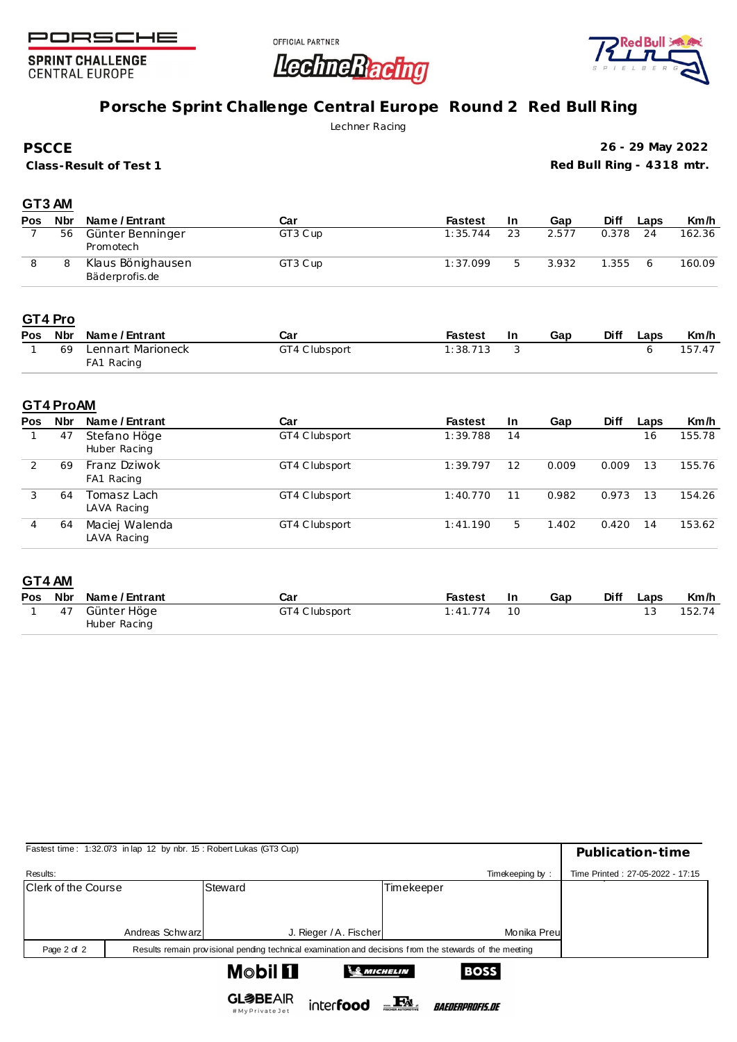PORSCHE SPRINT CHALLENGE CENTRAL EUROPE

OFFICIAL PARTNER LechneRacing

# Porsche Sprint Challenge Central Europe Round 2 Red Bull Ring

Lechner Racing

**PSCCE**

**Class-Result of Test 1**

**26 - 29 May 2022**

**Red Bull Ring - 4318 mtr.**

## GT3 AM

| Pos | Nbr | Name / Entrant | Car | Fastest | In | Gap | Diff | Laps | Km/h |
|---|---|---|---|---|---|---|---|---|---|
| 7 | 56 | Günter Benninger<br>Promotech | GT3 Cup | 1:35.744 | 23 | 2.577 | 0.378 | 24 | 162.36 |
| 8 | 8 | Klaus Bönighausen<br>Bäderprofis.de | GT3 Cup | 1:37.099 | 5 | 3.932 | 1.355 | 6 | 160.09 |

## GT4 Pro

| Pos | Nbr | Name / Entrant | Car | Fastest | In | Gap | Diff | Laps | Km/h |
|---|---|---|---|---|---|---|---|---|---|
| 1 | 69 | Lennart Marioneck<br>FA1 Racing | GT4 Clubsport | 1:38.713 | 3 | | | 6 | 157.47 |

## GT4 ProAM

| Pos | Nbr | Name / Entrant | Car | Fastest | In | Gap | Diff | Laps | Km/h |
|---|---|---|---|---|---|---|---|---|---|
| 1 | 47 | Stefano Höge<br>Huber Racing | GT4 Clubsport | 1:39.788 | 14 | | | 16 | 155.78 |
| 2 | 69 | Franz Dziwok<br>FA1 Racing | GT4 Clubsport | 1:39.797 | 12 | 0.009 | 0.009 | 13 | 155.76 |
| 3 | 64 | Tomasz Lach<br>LAVA Racing | GT4 Clubsport | 1:40.770 | 11 | 0.982 | 0.973 | 13 | 154.26 |
| 4 | 64 | Maciej Walenda<br>LAVA Racing | GT4 Clubsport | 1:41.190 | 5 | 1.402 | 0.420 | 14 | 153.62 |

## GT4 AM

| Pos | Nbr | Name / Entrant | Car | Fastest | In | Gap | Diff | Laps | Km/h |
|---|---|---|---|---|---|---|---|---|---|
| 1 | 47 | Günter Höge<br>Huber Racing | GT4 Clubsport | 1:41.774 | 10 | | | 13 | 152.74 |

Fastest time : 1:32.073 in lap 12 by nbr. 15 : Robert Lukas (GT3 Cup)

Results: Timekeeping by :

**Publication-time**

Time Printed : 27-05-2022 - 17:15

| Clerk of the Course | Steward | Timekeeper |
|---|---|---|
| Andreas Schwarz | J. Rieger / A. Fischer | Monika Preu |

Results remain provisional pending technical examination and decisions from the stewards of the meeting

Mobil 1 · MICHELIN · BOSS · GLOBEAIR #MyPrivateJet · interfood · FA · BAEDERPROFIS.DE